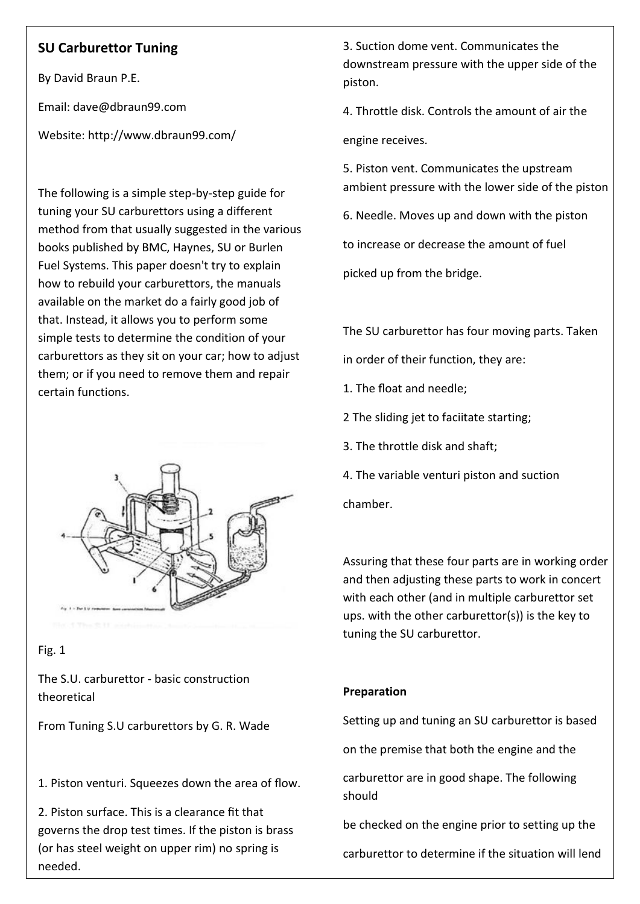## SU Carburettor Tuning

By David Braun P.E.

Email: dave@dbraun99.com

Website: http://www.dbraun99.com/

The following is a simple step-by-step guide for tuning your SU carburettors using a different method from that usually suggested in the various books published by BMC, Haynes, SU or Burlen Fuel Systems. This paper doesn't try to explain how to rebuild your carburettors, the manuals available on the market do a fairly good job of that. Instead, it allows you to perform some simple tests to determine the condition of your carburettors as they sit on your car; how to adjust them; or if you need to remove them and repair certain functions.

Fig. 1

The S.U. carburettor - basic construction theoretical

From Tuning S.U carburettors by G. R. Wade

1. Piston venturi. Squeezes down the area of flow.
2. Piston surface. This is a clearance fit that governs the drop test times. If the piston is brass (or has steel weight on upper rim) no spring is needed.
3. Suction dome vent. Communicates the downstream pressure with the upper side of the piston.
4. Throttle disk. Controls the amount of air the engine receives.
5. Piston vent. Communicates the upstream ambient pressure with the lower side of the piston
6. Needle. Moves up and down with the piston to increase or decrease the amount of fuel picked up from the bridge.

The SU carburettor has four moving parts. Taken in order of their function, they are:

1. The float and needle;
2 The sliding jet to faciitate starting;
3. The throttle disk and shaft;
4. The variable venturi piston and suction chamber.

Assuring that these four parts are in working order and then adjusting these parts to work in concert with each other (and in multiple carburettor set ups. with the other carburettor(s)) is the key to tuning the SU carburettor.

**Preparation**

Setting up and tuning an SU carburettor is based on the premise that both the engine and the carburettor are in good shape. The following should be checked on the engine prior to setting up the carburettor to determine if the situation will lend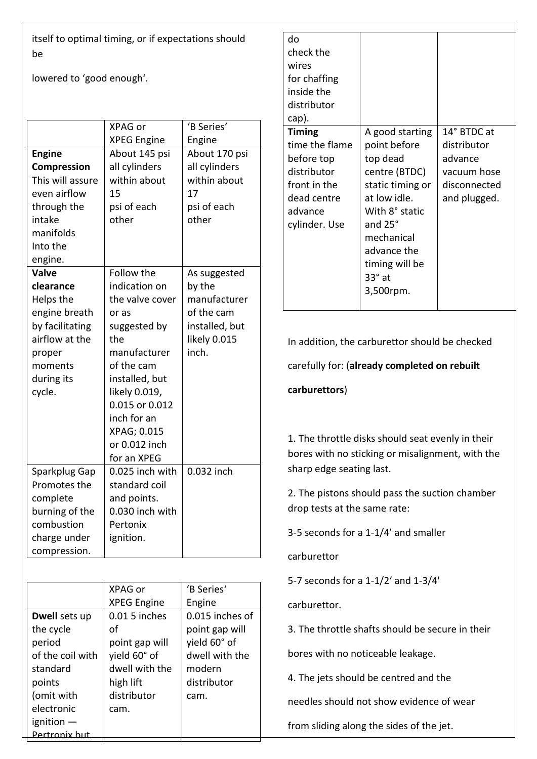itself to optimal timing, or if expectations should be

lowered to 'good enough'.

| | XPAG or XPEG Engine | 'B Series' Engine |
|---|---|---|
| **Engine Compression** This will assure even airflow through the intake manifolds Into the engine. | About 145 psi all cylinders within about 15 psi of each other | About 170 psi all cylinders within about 17 psi of each other |
| **Valve clearance** Helps the engine breath by facilitating airflow at the proper moments during its cycle. | Follow the indication on the valve cover or as suggested by the manufacturer of the cam installed, but likely 0.019, 0.015 or 0.012 inch for an XPAG; 0.015 or 0.012 inch for an XPEG | As suggested by the manufacturer of the cam installed, but likely 0.015 inch. |
| Sparkplug Gap Promotes the complete burning of the combustion charge under compression. | 0.025 inch with standard coil and points. 0.030 inch with Pertonix ignition. | 0.032 inch |

| | XPAG or XPEG Engine | 'B Series' Engine |
|---|---|---|
| **Dwell** sets up the cycle period of the coil with standard points (omit with electronic ignition — Pertronix but do check the wires for chaffing inside the distributor cap). | 0.01 5 inches of point gap will yield 60° of dwell with the high lift distributor cam. | 0.015 inches of point gap will yield 60° of dwell with the modern distributor cam. |
| **Timing** time the flame before top distributor front in the dead centre advance cylinder. Use | A good starting point before top dead centre (BTDC) static timing or at low idle. With 8° static and 25° mechanical advance the timing will be 33° at 3,500rpm. | 14° BTDC at distributor advance vacuum hose disconnected and plugged. |

In addition, the carburettor should be checked carefully for: (**already completed on rebuilt carburettors**)

1. The throttle disks should seat evenly in their bores with no sticking or misalignment, with the sharp edge seating last.

2. The pistons should pass the suction chamber drop tests at the same rate:

3-5 seconds for a 1-1/4' and smaller carburettor

5-7 seconds for a 1-1/2' and 1-3/4' carburettor.

3. The throttle shafts should be secure in their bores with no noticeable leakage.

4. The jets should be centred and the needles should not show evidence of wear from sliding along the sides of the jet.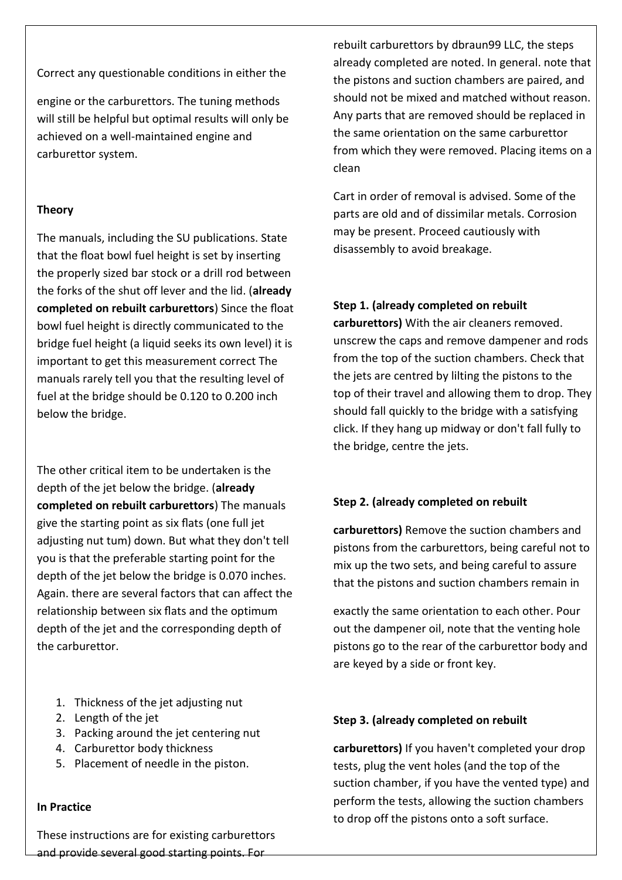Correct any questionable conditions in either the

engine or the carburettors. The tuning methods will still be helpful but optimal results will only be achieved on a well-maintained engine and carburettor system.

**Theory**

The manuals, including the SU publications. State that the float bowl fuel height is set by inserting the properly sized bar stock or a drill rod between the forks of the shut off lever and the lid. (**already completed on rebuilt carburettors**) Since the float bowl fuel height is directly communicated to the bridge fuel height (a liquid seeks its own level) it is important to get this measurement correct The manuals rarely tell you that the resulting level of fuel at the bridge should be 0.120 to 0.200 inch below the bridge.

The other critical item to be undertaken is the depth of the jet below the bridge. (**already completed on rebuilt carburettors**) The manuals give the starting point as six flats (one full jet adjusting nut tum) down. But what they don't tell you is that the preferable starting point for the depth of the jet below the bridge is 0.070 inches. Again. there are several factors that can affect the relationship between six flats and the optimum depth of the jet and the corresponding depth of the carburettor.

1. Thickness of the jet adjusting nut
2. Length of the jet
3. Packing around the jet centering nut
4. Carburettor body thickness
5. Placement of needle in the piston.

**In Practice**

These instructions are for existing carburettors and provide several good starting points. For rebuilt carburettors by dbraun99 LLC, the steps already completed are noted. In general. note that the pistons and suction chambers are paired, and should not be mixed and matched without reason. Any parts that are removed should be replaced in the same orientation on the same carburettor from which they were removed. Placing items on a clean

Cart in order of removal is advised. Some of the parts are old and of dissimilar metals. Corrosion may be present. Proceed cautiously with disassembly to avoid breakage.

**Step 1. (already completed on rebuilt carburettors)** With the air cleaners removed. unscrew the caps and remove dampener and rods from the top of the suction chambers. Check that the jets are centred by lilting the pistons to the top of their travel and allowing them to drop. They should fall quickly to the bridge with a satisfying click. If they hang up midway or don't fall fully to the bridge, centre the jets.

**Step 2. (already completed on rebuilt carburettors)** Remove the suction chambers and pistons from the carburettors, being careful not to mix up the two sets, and being careful to assure that the pistons and suction chambers remain in

exactly the same orientation to each other. Pour out the dampener oil, note that the venting hole pistons go to the rear of the carburettor body and are keyed by a side or front key.

**Step 3. (already completed on rebuilt carburettors)** If you haven't completed your drop tests, plug the vent holes (and the top of the suction chamber, if you have the vented type) and perform the tests, allowing the suction chambers to drop off the pistons onto a soft surface.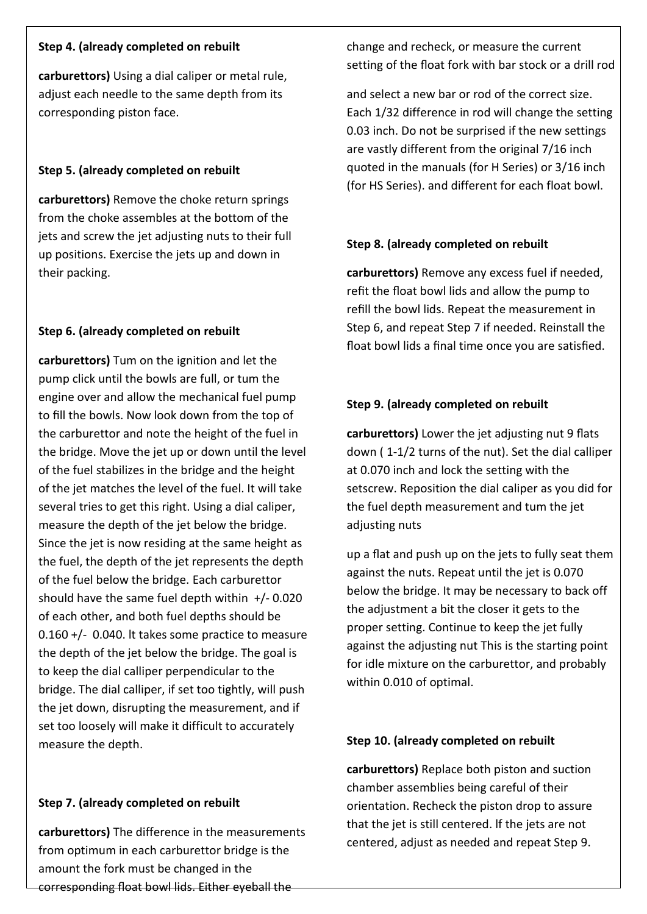**Step 4. (already completed on rebuilt carburettors)** Using a dial caliper or metal rule, adjust each needle to the same depth from its corresponding piston face.

**Step 5. (already completed on rebuilt carburettors)** Remove the choke return springs from the choke assembles at the bottom of the jets and screw the jet adjusting nuts to their full up positions. Exercise the jets up and down in their packing.

**Step 6. (already completed on rebuilt carburettors)** Tum on the ignition and let the pump click until the bowls are full, or tum the engine over and allow the mechanical fuel pump to fill the bowls. Now look down from the top of the carburettor and note the height of the fuel in the bridge. Move the jet up or down until the level of the fuel stabilizes in the bridge and the height of the jet matches the level of the fuel. It will take several tries to get this right. Using a dial caliper, measure the depth of the jet below the bridge. Since the jet is now residing at the same height as the fuel, the depth of the jet represents the depth of the fuel below the bridge. Each carburettor should have the same fuel depth within +/- 0.020 of each other, and both fuel depths should be 0.160 +/- 0.040. lt takes some practice to measure the depth of the jet below the bridge. The goal is to keep the dial calliper perpendicular to the bridge. The dial calliper, if set too tightly, will push the jet down, disrupting the measurement, and if set too loosely will make it difficult to accurately measure the depth.

**Step 7. (already completed on rebuilt carburettors)** The difference in the measurements from optimum in each carburettor bridge is the amount the fork must be changed in the corresponding float bowl lids. Either eyeball the change and recheck, or measure the current setting of the float fork with bar stock or a drill rod and select a new bar or rod of the correct size. Each 1/32 difference in rod will change the setting 0.03 inch. Do not be surprised if the new settings are vastly different from the original 7/16 inch quoted in the manuals (for H Series) or 3/16 inch (for HS Series). and different for each float bowl.

**Step 8. (already completed on rebuilt carburettors)** Remove any excess fuel if needed, refit the float bowl lids and allow the pump to refill the bowl lids. Repeat the measurement in Step 6, and repeat Step 7 if needed. Reinstall the float bowl lids a final time once you are satisfied.

**Step 9. (already completed on rebuilt carburettors)** Lower the jet adjusting nut 9 flats down ( 1-1/2 turns of the nut). Set the dial calliper at 0.070 inch and lock the setting with the setscrew. Reposition the dial caliper as you did for the fuel depth measurement and tum the jet adjusting nuts up a flat and push up on the jets to fully seat them against the nuts. Repeat until the jet is 0.070 below the bridge. It may be necessary to back off the adjustment a bit the closer it gets to the proper setting. Continue to keep the jet fully against the adjusting nut This is the starting point for idle mixture on the carburettor, and probably within 0.010 of optimal.

**Step 10. (already completed on rebuilt carburettors)** Replace both piston and suction chamber assemblies being careful of their orientation. Recheck the piston drop to assure that the jet is still centered. lf the jets are not centered, adjust as needed and repeat Step 9.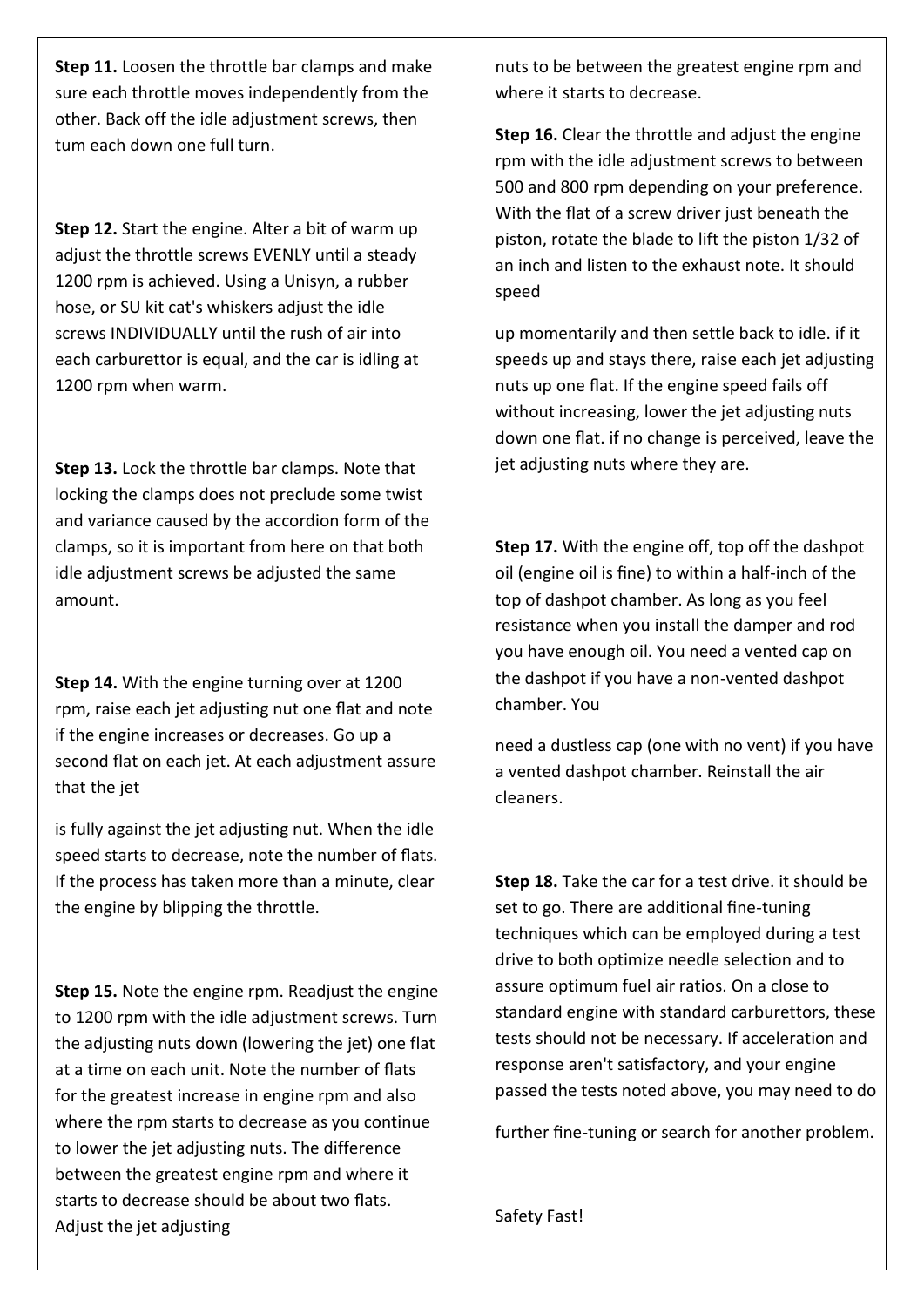**Step 11.** Loosen the throttle bar clamps and make sure each throttle moves independently from the other. Back off the idle adjustment screws, then tum each down one full turn.

**Step 12.** Start the engine. Alter a bit of warm up adjust the throttle screws EVENLY until a steady 1200 rpm is achieved. Using a Unisyn, a rubber hose, or SU kit cat's whiskers adjust the idle screws INDIVIDUALLY until the rush of air into each carburettor is equal, and the car is idling at 1200 rpm when warm.

**Step 13.** Lock the throttle bar clamps. Note that locking the clamps does not preclude some twist and variance caused by the accordion form of the clamps, so it is important from here on that both idle adjustment screws be adjusted the same amount.

**Step 14.** With the engine turning over at 1200 rpm, raise each jet adjusting nut one flat and note if the engine increases or decreases. Go up a second flat on each jet. At each adjustment assure that the jet is fully against the jet adjusting nut. When the idle speed starts to decrease, note the number of flats. If the process has taken more than a minute, clear the engine by blipping the throttle.

**Step 15.** Note the engine rpm. Readjust the engine to 1200 rpm with the idle adjustment screws. Turn the adjusting nuts down (lowering the jet) one flat at a time on each unit. Note the number of flats for the greatest increase in engine rpm and also where the rpm starts to decrease as you continue to lower the jet adjusting nuts. The difference between the greatest engine rpm and where it starts to decrease should be about two flats. Adjust the jet adjusting nuts to be between the greatest engine rpm and where it starts to decrease.

**Step 16.** Clear the throttle and adjust the engine rpm with the idle adjustment screws to between 500 and 800 rpm depending on your preference. With the flat of a screw driver just beneath the piston, rotate the blade to lift the piston 1/32 of an inch and listen to the exhaust note. It should speed up momentarily and then settle back to idle. if it speeds up and stays there, raise each jet adjusting nuts up one flat. If the engine speed fails off without increasing, lower the jet adjusting nuts down one flat. if no change is perceived, leave the jet adjusting nuts where they are.

**Step 17.** With the engine off, top off the dashpot oil (engine oil is fine) to within a half-inch of the top of dashpot chamber. As long as you feel resistance when you install the damper and rod you have enough oil. You need a vented cap on the dashpot if you have a non-vented dashpot chamber. You need a dustless cap (one with no vent) if you have a vented dashpot chamber. Reinstall the air cleaners.

**Step 18.** Take the car for a test drive. it should be set to go. There are additional fine-tuning techniques which can be employed during a test drive to both optimize needle selection and to assure optimum fuel air ratios. On a close to standard engine with standard carburettors, these tests should not be necessary. If acceleration and response aren't satisfactory, and your engine passed the tests noted above, you may need to do further fine-tuning or search for another problem.

Safety Fast!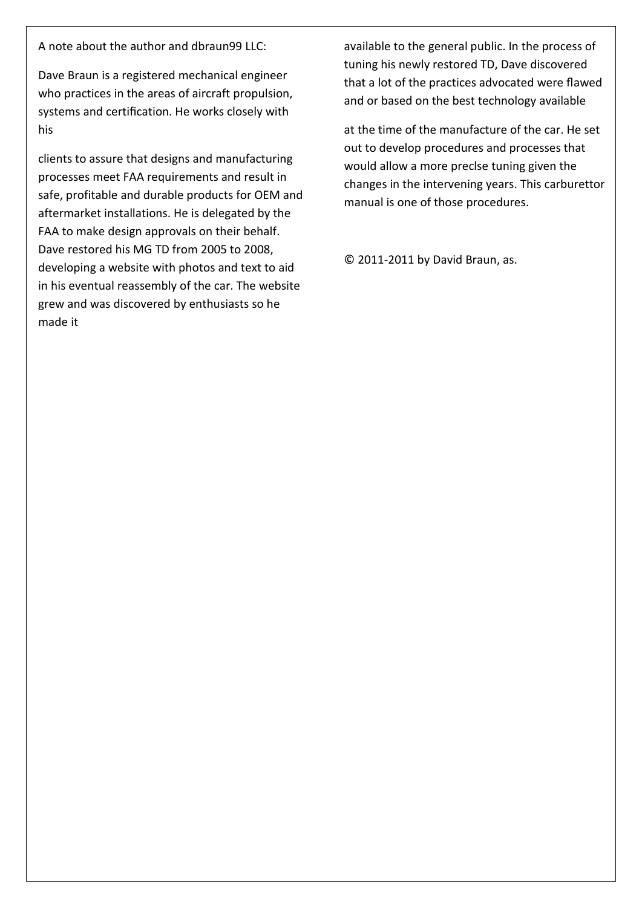A note about the author and dbraun99 LLC:

Dave Braun is a registered mechanical engineer who practices in the areas of aircraft propulsion, systems and certification. He works closely with his clients to assure that designs and manufacturing processes meet FAA requirements and result in safe, profitable and durable products for OEM and aftermarket installations. He is delegated by the FAA to make design approvals on their behalf. Dave restored his MG TD from 2005 to 2008, developing a website with photos and text to aid in his eventual reassembly of the car. The website grew and was discovered by enthusiasts so he made it available to the general public. In the process of tuning his newly restored TD, Dave discovered that a lot of the practices advocated were flawed and or based on the best technology available at the time of the manufacture of the car. He set out to develop procedures and processes that would allow a more preclse tuning given the changes in the intervening years. This carburettor manual is one of those procedures.

© 2011-2011 by David Braun, as.